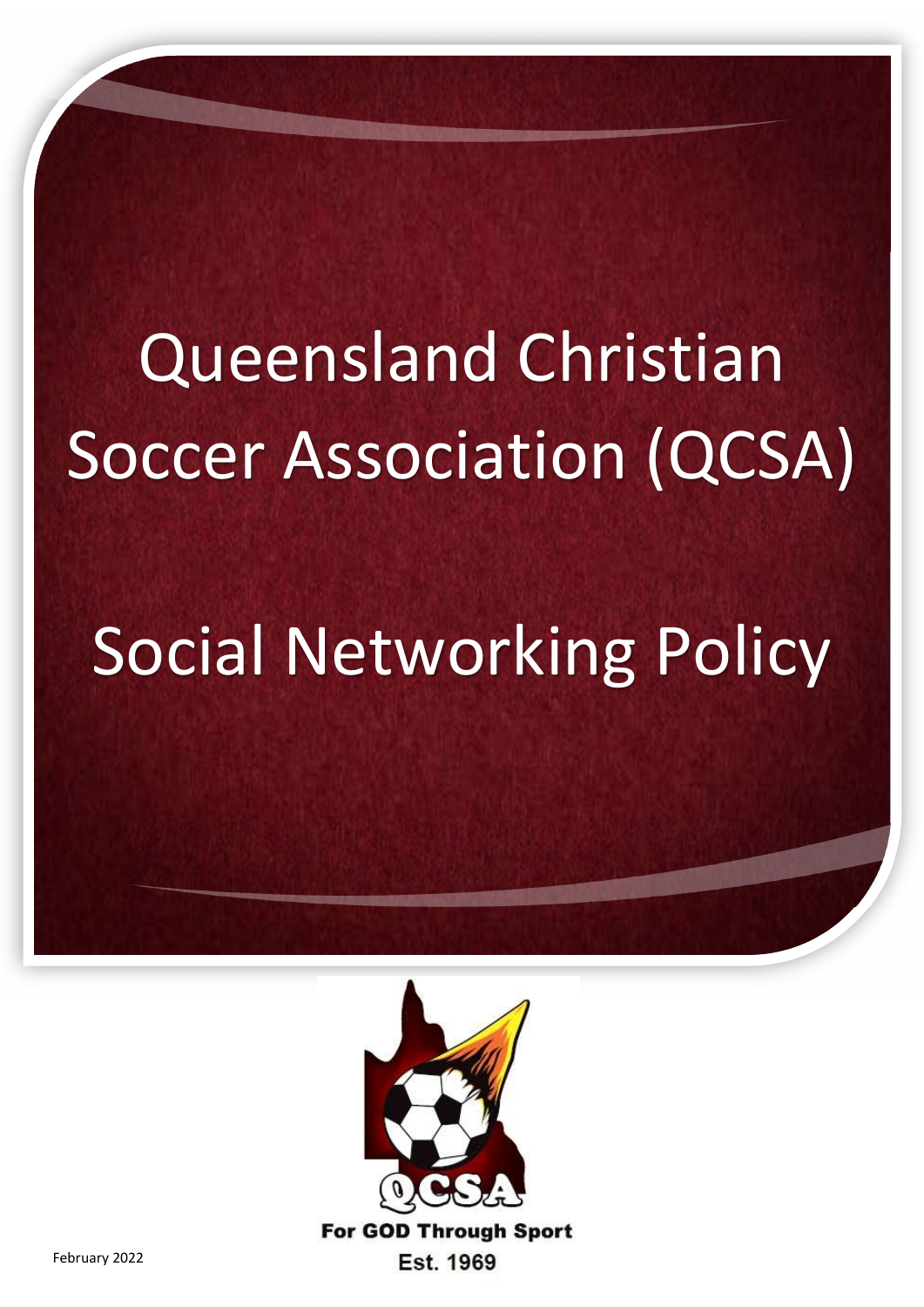# Queensland Christian Soccer Association (QCSA)

# Social Networking Policy

QCSA

For GOD Through Sport

Est. 1969

February 2022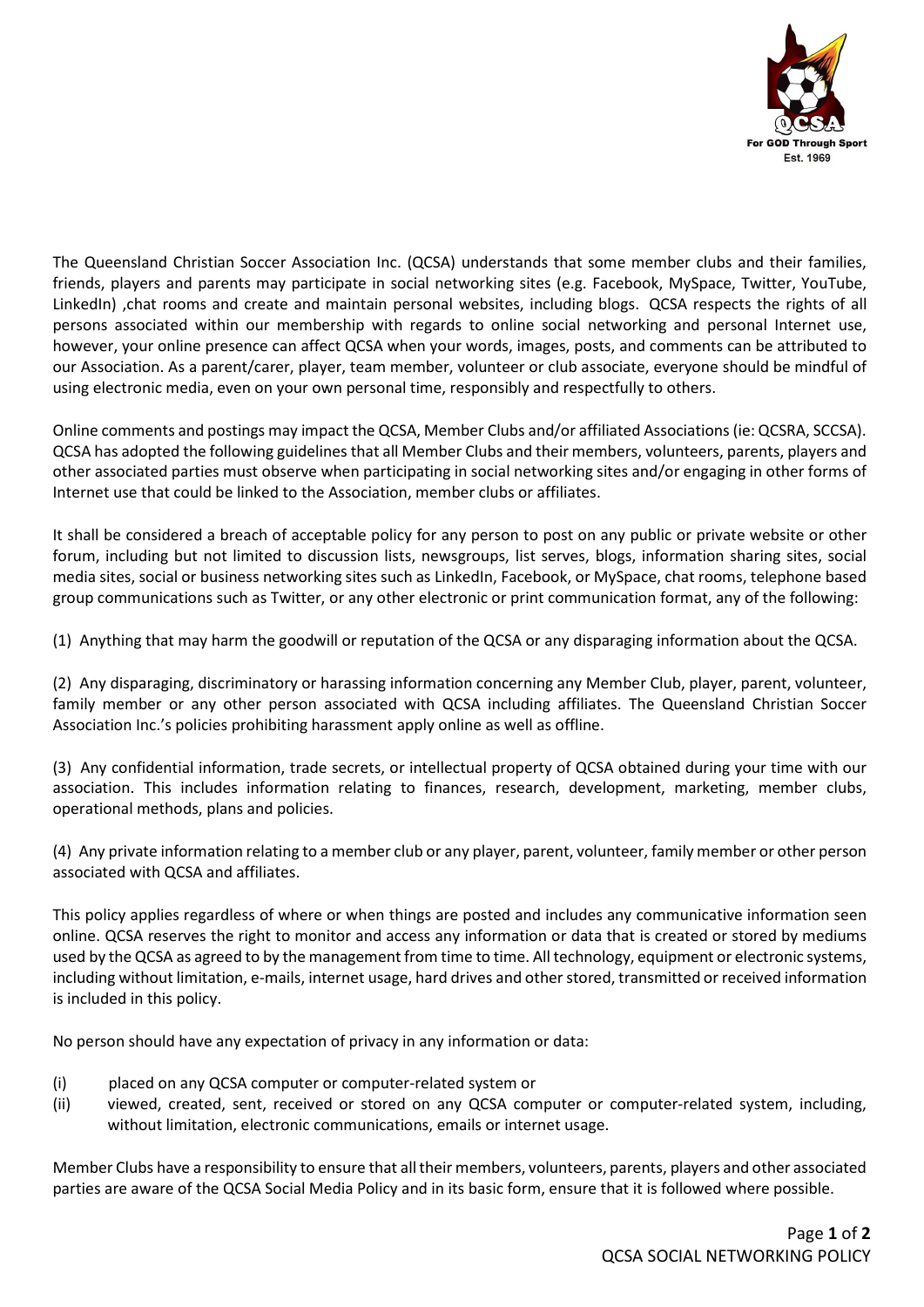The Queensland Christian Soccer Association Inc. (QCSA) understands that some member clubs and their families, friends, players and parents may participate in social networking sites (e.g. Facebook, MySpace, Twitter, YouTube, LinkedIn) ,chat rooms and create and maintain personal websites, including blogs. QCSA respects the rights of all persons associated within our membership with regards to online social networking and personal Internet use, however, your online presence can affect QCSA when your words, images, posts, and comments can be attributed to our Association. As a parent/carer, player, team member, volunteer or club associate, everyone should be mindful of using electronic media, even on your own personal time, responsibly and respectfully to others.

Online comments and postings may impact the QCSA, Member Clubs and/or affiliated Associations (ie: QCSRA, SCCSA). QCSA has adopted the following guidelines that all Member Clubs and their members, volunteers, parents, players and other associated parties must observe when participating in social networking sites and/or engaging in other forms of Internet use that could be linked to the Association, member clubs or affiliates.

It shall be considered a breach of acceptable policy for any person to post on any public or private website or other forum, including but not limited to discussion lists, newsgroups, list serves, blogs, information sharing sites, social media sites, social or business networking sites such as LinkedIn, Facebook, or MySpace, chat rooms, telephone based group communications such as Twitter, or any other electronic or print communication format, any of the following:

(1) Anything that may harm the goodwill or reputation of the QCSA or any disparaging information about the QCSA.

(2) Any disparaging, discriminatory or harassing information concerning any Member Club, player, parent, volunteer, family member or any other person associated with QCSA including affiliates. The Queensland Christian Soccer Association Inc.'s policies prohibiting harassment apply online as well as offline.

(3) Any confidential information, trade secrets, or intellectual property of QCSA obtained during your time with our association. This includes information relating to finances, research, development, marketing, member clubs, operational methods, plans and policies.

(4) Any private information relating to a member club or any player, parent, volunteer, family member or other person associated with QCSA and affiliates.

This policy applies regardless of where or when things are posted and includes any communicative information seen online. QCSA reserves the right to monitor and access any information or data that is created or stored by mediums used by the QCSA as agreed to by the management from time to time. All technology, equipment or electronic systems, including without limitation, e-mails, internet usage, hard drives and other stored, transmitted or received information is included in this policy.

No person should have any expectation of privacy in any information or data:

(i) placed on any QCSA computer or computer-related system or
(ii) viewed, created, sent, received or stored on any QCSA computer or computer-related system, including, without limitation, electronic communications, emails or internet usage.

Member Clubs have a responsibility to ensure that all their members, volunteers, parents, players and other associated parties are aware of the QCSA Social Media Policy and in its basic form, ensure that it is followed where possible.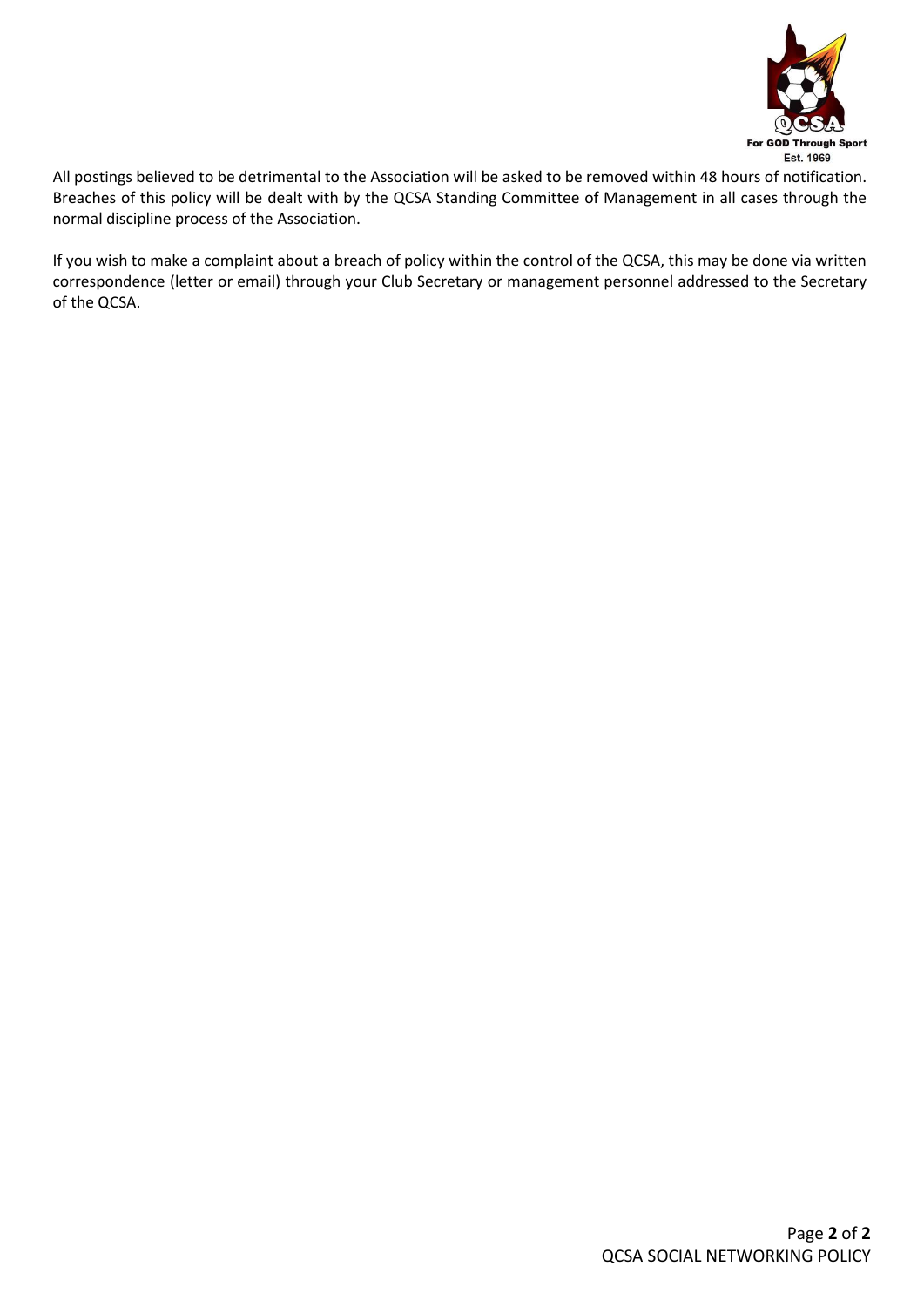All postings believed to be detrimental to the Association will be asked to be removed within 48 hours of notification. Breaches of this policy will be dealt with by the QCSA Standing Committee of Management in all cases through the normal discipline process of the Association.

If you wish to make a complaint about a breach of policy within the control of the QCSA, this may be done via written correspondence (letter or email) through your Club Secretary or management personnel addressed to the Secretary of the QCSA.